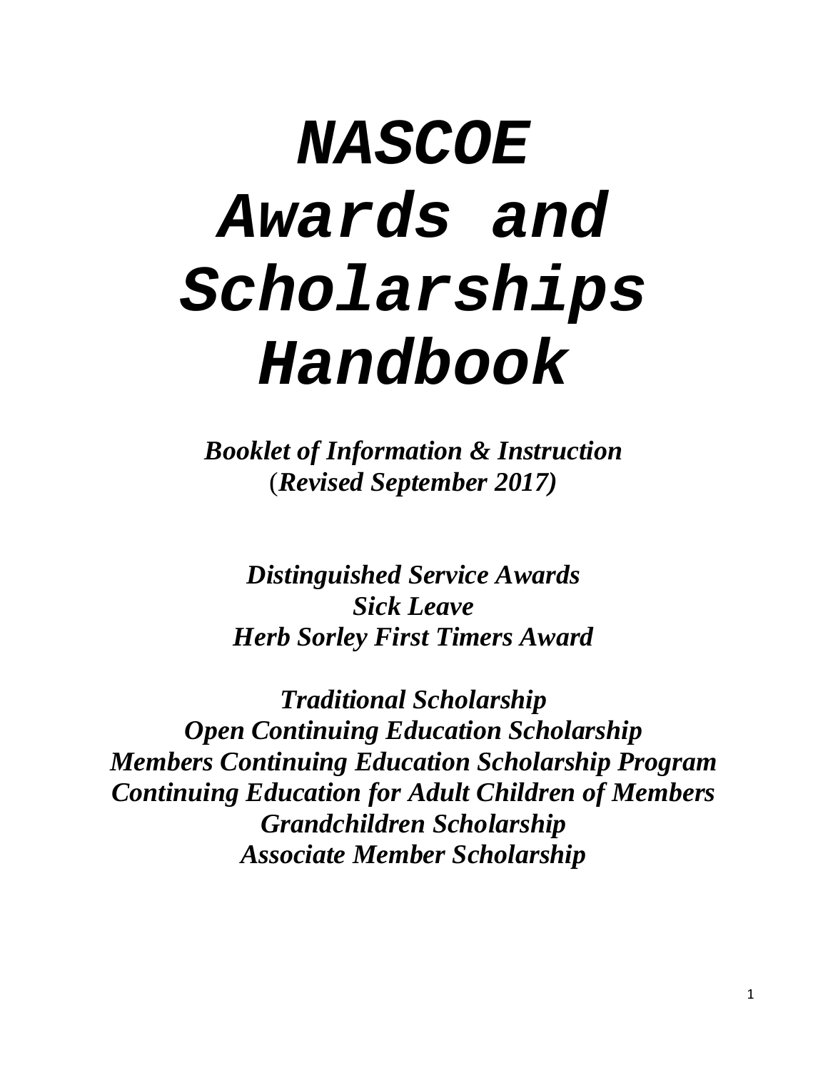# *NASCOE Awards and Scholarships Handbook*

***Booklet of Information & Instruction***
(***Revised September 2017)***

***Distinguished Service Awards***
***Sick Leave***
***Herb Sorley First Timers Award***

***Traditional Scholarship***
***Open Continuing Education Scholarship***
***Members Continuing Education Scholarship Program***
***Continuing Education for Adult Children of Members***
***Grandchildren Scholarship***
***Associate Member Scholarship***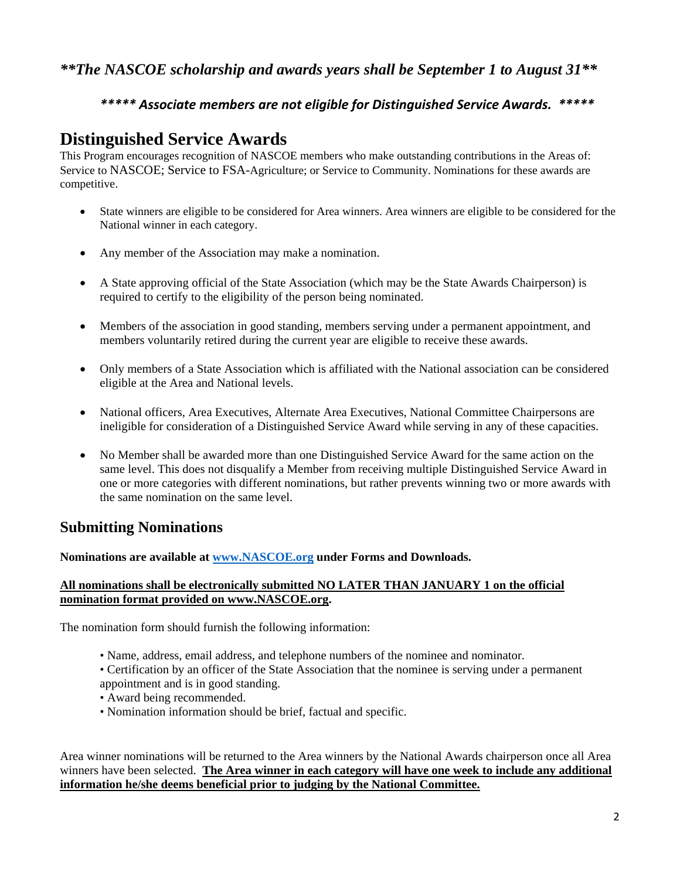***The NASCOE scholarship and awards years shall be September 1 to August 31***

***\*\*\*\*\* Associate members are not eligible for Distinguished Service Awards. \*\*\*\*\****

# Distinguished Service Awards

This Program encourages recognition of NASCOE members who make outstanding contributions in the Areas of: Service to NASCOE; Service to FSA-Agriculture; or Service to Community. Nominations for these awards are competitive.

- State winners are eligible to be considered for Area winners. Area winners are eligible to be considered for the National winner in each category.
- Any member of the Association may make a nomination.
- A State approving official of the State Association (which may be the State Awards Chairperson) is required to certify to the eligibility of the person being nominated.
- Members of the association in good standing, members serving under a permanent appointment, and members voluntarily retired during the current year are eligible to receive these awards.
- Only members of a State Association which is affiliated with the National association can be considered eligible at the Area and National levels.
- National officers, Area Executives, Alternate Area Executives, National Committee Chairpersons are ineligible for consideration of a Distinguished Service Award while serving in any of these capacities.
- No Member shall be awarded more than one Distinguished Service Award for the same action on the same level. This does not disqualify a Member from receiving multiple Distinguished Service Award in one or more categories with different nominations, but rather prevents winning two or more awards with the same nomination on the same level.

## Submitting Nominations

**Nominations are available at [www.NASCOE.org](www.NASCOE.org) under Forms and Downloads.**

**<u>All nominations shall be electronically submitted NO LATER THAN JANUARY 1 on the official nomination format provided on www.NASCOE.org</u>.**

The nomination form should furnish the following information:

- Name, address, email address, and telephone numbers of the nominee and nominator.
- Certification by an officer of the State Association that the nominee is serving under a permanent appointment and is in good standing.
- Award being recommended.
- Nomination information should be brief, factual and specific.

Area winner nominations will be returned to the Area winners by the National Awards chairperson once all Area winners have been selected. **<u>The Area winner in each category will have one week to include any additional information he/she deems beneficial prior to judging by the National Committee.</u>**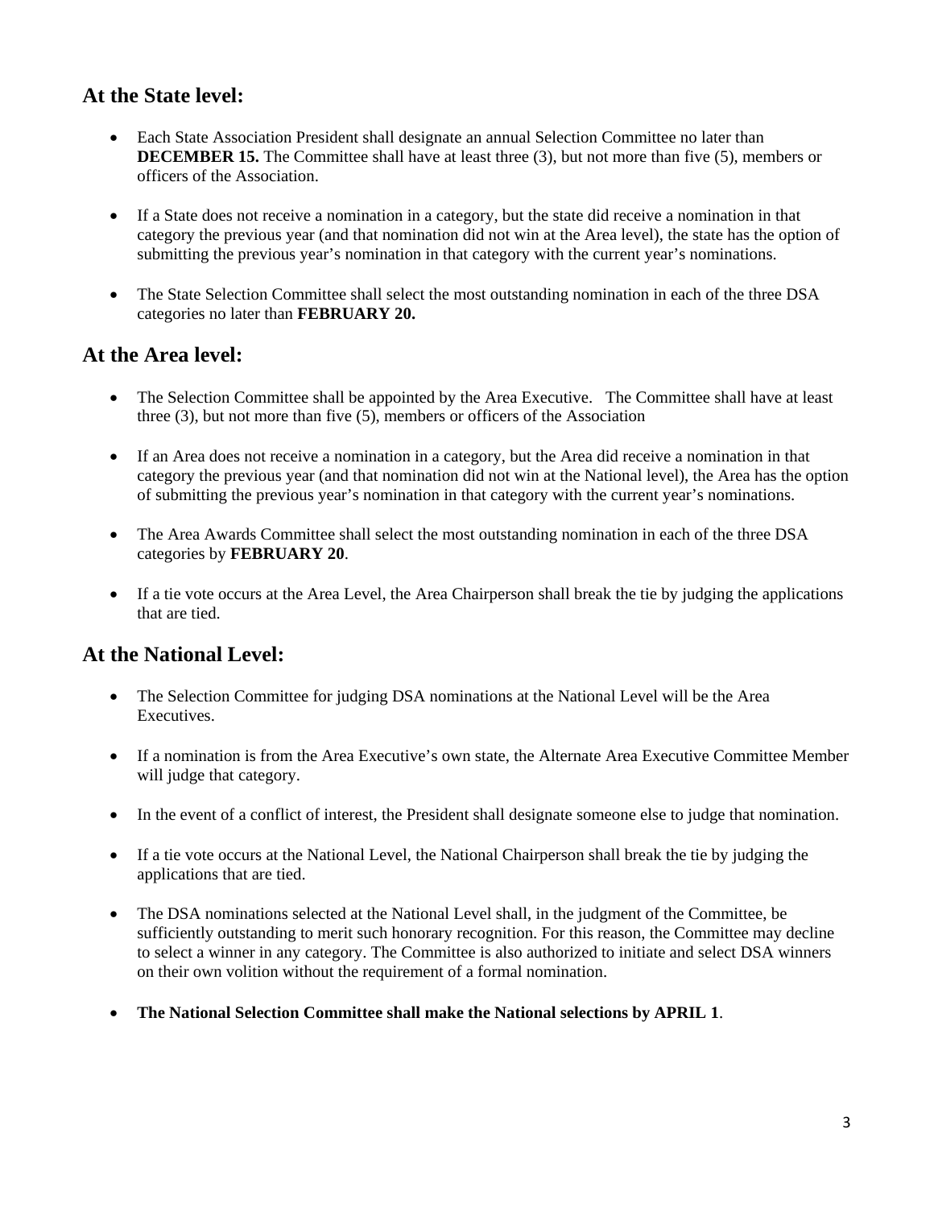## At the State level:

- Each State Association President shall designate an annual Selection Committee no later than **DECEMBER 15.** The Committee shall have at least three (3), but not more than five (5), members or officers of the Association.

- If a State does not receive a nomination in a category, but the state did receive a nomination in that category the previous year (and that nomination did not win at the Area level), the state has the option of submitting the previous year's nomination in that category with the current year's nominations.

- The State Selection Committee shall select the most outstanding nomination in each of the three DSA categories no later than **FEBRUARY 20.**

## At the Area level:

- The Selection Committee shall be appointed by the Area Executive. The Committee shall have at least three (3), but not more than five (5), members or officers of the Association

- If an Area does not receive a nomination in a category, but the Area did receive a nomination in that category the previous year (and that nomination did not win at the National level), the Area has the option of submitting the previous year's nomination in that category with the current year's nominations.

- The Area Awards Committee shall select the most outstanding nomination in each of the three DSA categories by **FEBRUARY 20**.

- If a tie vote occurs at the Area Level, the Area Chairperson shall break the tie by judging the applications that are tied.

## At the National Level:

- The Selection Committee for judging DSA nominations at the National Level will be the Area Executives.

- If a nomination is from the Area Executive's own state, the Alternate Area Executive Committee Member will judge that category.

- In the event of a conflict of interest, the President shall designate someone else to judge that nomination.

- If a tie vote occurs at the National Level, the National Chairperson shall break the tie by judging the applications that are tied.

- The DSA nominations selected at the National Level shall, in the judgment of the Committee, be sufficiently outstanding to merit such honorary recognition. For this reason, the Committee may decline to select a winner in any category. The Committee is also authorized to initiate and select DSA winners on their own volition without the requirement of a formal nomination.

- **The National Selection Committee shall make the National selections by APRIL 1**.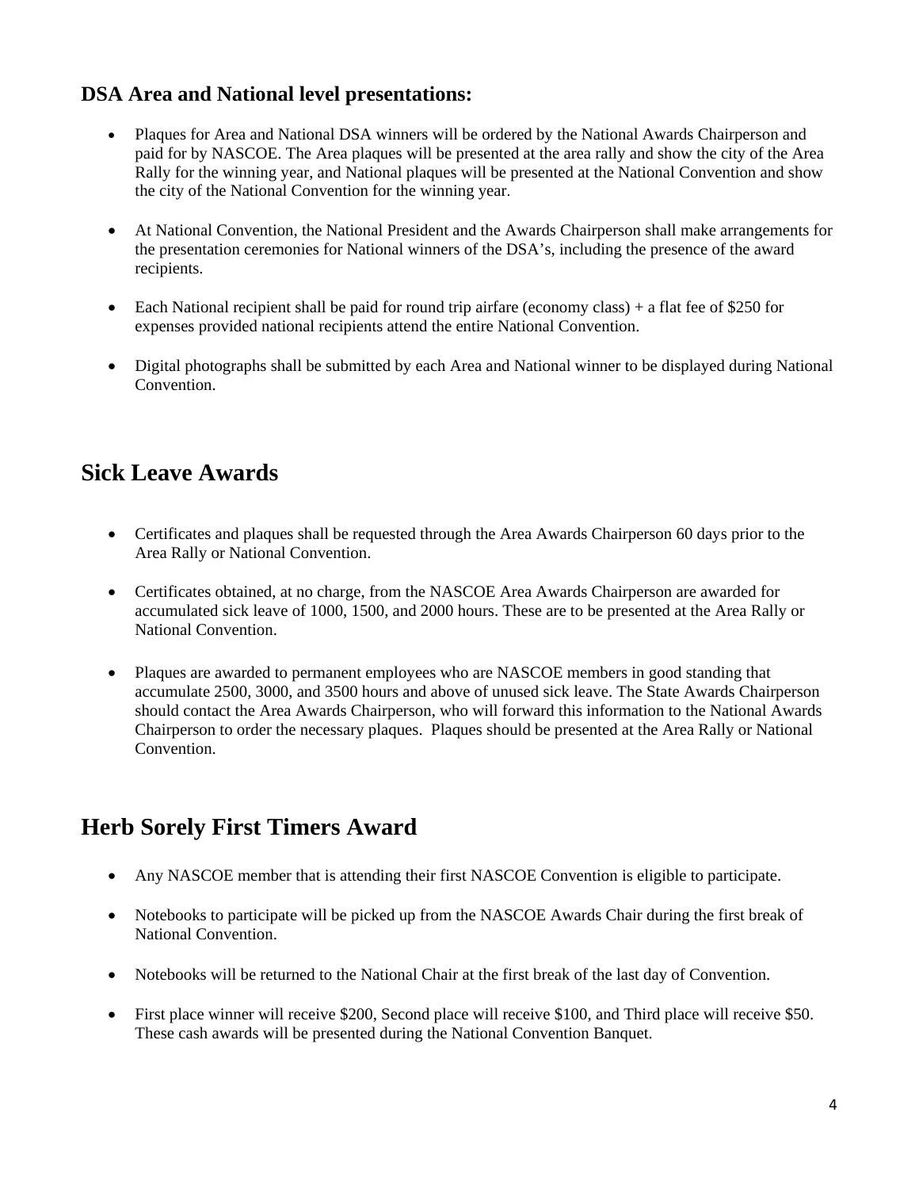### DSA Area and National level presentations:

- Plaques for Area and National DSA winners will be ordered by the National Awards Chairperson and paid for by NASCOE. The Area plaques will be presented at the area rally and show the city of the Area Rally for the winning year, and National plaques will be presented at the National Convention and show the city of the National Convention for the winning year.

- At National Convention, the National President and the Awards Chairperson shall make arrangements for the presentation ceremonies for National winners of the DSA's, including the presence of the award recipients.

- Each National recipient shall be paid for round trip airfare (economy class) + a flat fee of $250 for expenses provided national recipients attend the entire National Convention.

- Digital photographs shall be submitted by each Area and National winner to be displayed during National Convention.

## Sick Leave Awards

- Certificates and plaques shall be requested through the Area Awards Chairperson 60 days prior to the Area Rally or National Convention.

- Certificates obtained, at no charge, from the NASCOE Area Awards Chairperson are awarded for accumulated sick leave of 1000, 1500, and 2000 hours. These are to be presented at the Area Rally or National Convention.

- Plaques are awarded to permanent employees who are NASCOE members in good standing that accumulate 2500, 3000, and 3500 hours and above of unused sick leave. The State Awards Chairperson should contact the Area Awards Chairperson, who will forward this information to the National Awards Chairperson to order the necessary plaques. Plaques should be presented at the Area Rally or National Convention.

## Herb Sorely First Timers Award

- Any NASCOE member that is attending their first NASCOE Convention is eligible to participate.

- Notebooks to participate will be picked up from the NASCOE Awards Chair during the first break of National Convention.

- Notebooks will be returned to the National Chair at the first break of the last day of Convention.

- First place winner will receive $200, Second place will receive $100, and Third place will receive $50. These cash awards will be presented during the National Convention Banquet.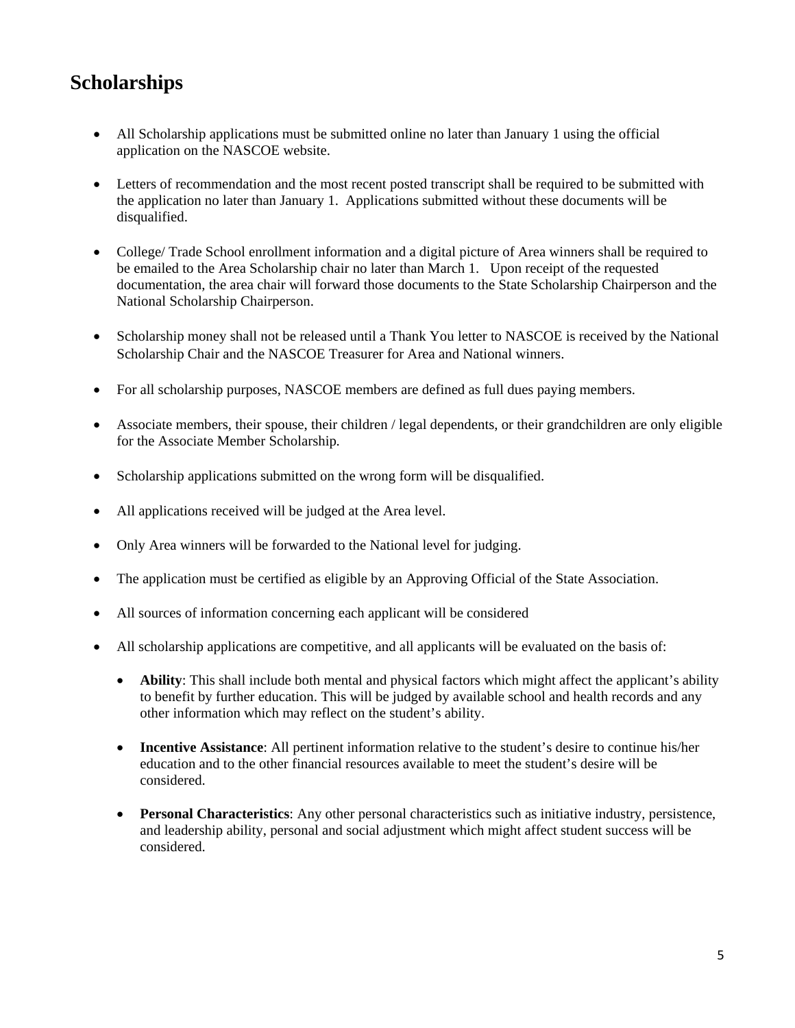# Scholarships

- All Scholarship applications must be submitted online no later than January 1 using the official application on the NASCOE website.
- Letters of recommendation and the most recent posted transcript shall be required to be submitted with the application no later than January 1. Applications submitted without these documents will be disqualified.
- College/ Trade School enrollment information and a digital picture of Area winners shall be required to be emailed to the Area Scholarship chair no later than March 1. Upon receipt of the requested documentation, the area chair will forward those documents to the State Scholarship Chairperson and the National Scholarship Chairperson.
- Scholarship money shall not be released until a Thank You letter to NASCOE is received by the National Scholarship Chair and the NASCOE Treasurer for Area and National winners.
- For all scholarship purposes, NASCOE members are defined as full dues paying members.
- Associate members, their spouse, their children / legal dependents, or their grandchildren are only eligible for the Associate Member Scholarship.
- Scholarship applications submitted on the wrong form will be disqualified.
- All applications received will be judged at the Area level.
- Only Area winners will be forwarded to the National level for judging.
- The application must be certified as eligible by an Approving Official of the State Association.
- All sources of information concerning each applicant will be considered
- All scholarship applications are competitive, and all applicants will be evaluated on the basis of:
  - **Ability**: This shall include both mental and physical factors which might affect the applicant's ability to benefit by further education. This will be judged by available school and health records and any other information which may reflect on the student's ability.
  - **Incentive Assistance**: All pertinent information relative to the student's desire to continue his/her education and to the other financial resources available to meet the student's desire will be considered.
  - **Personal Characteristics**: Any other personal characteristics such as initiative industry, persistence, and leadership ability, personal and social adjustment which might affect student success will be considered.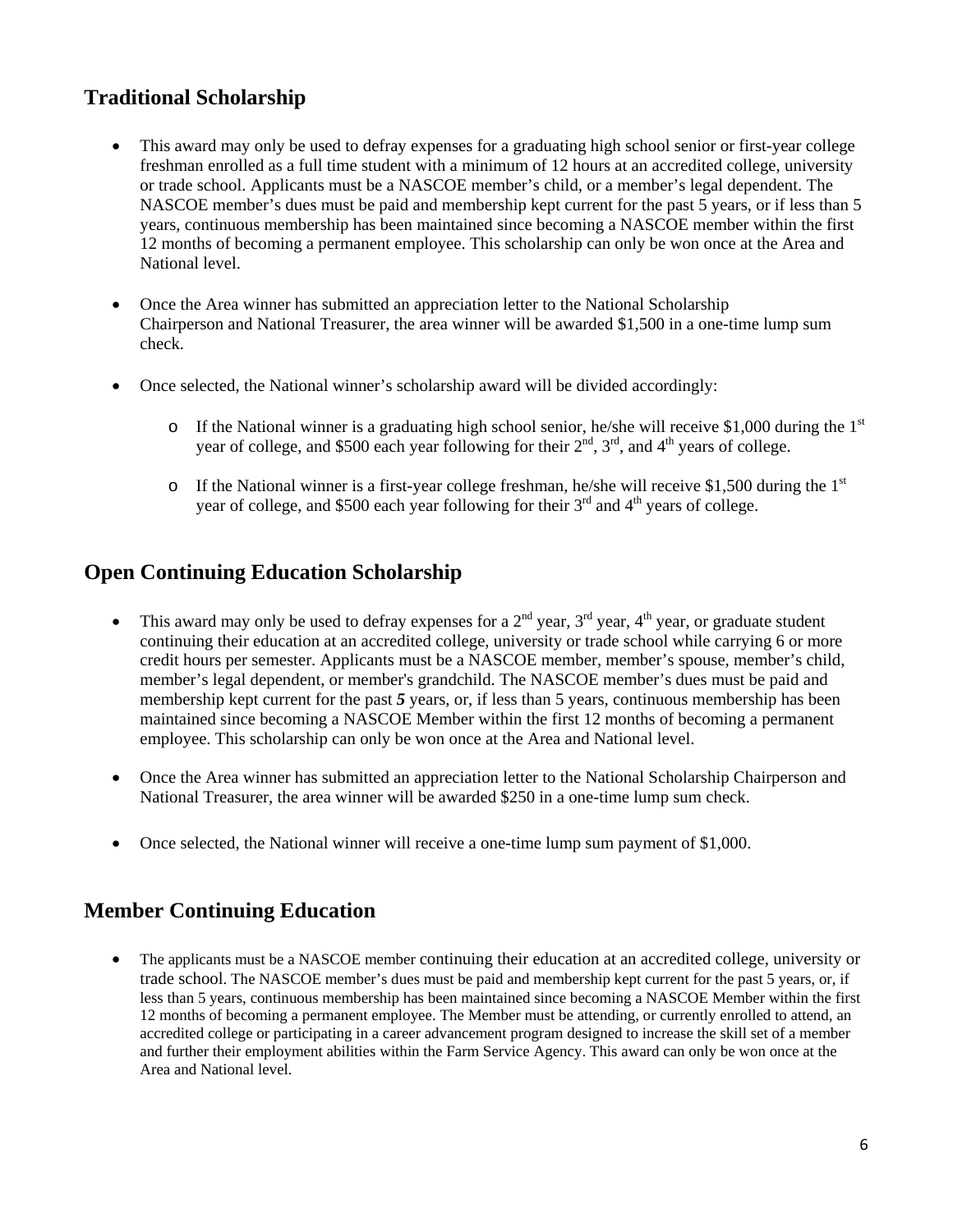## Traditional Scholarship

- This award may only be used to defray expenses for a graduating high school senior or first-year college freshman enrolled as a full time student with a minimum of 12 hours at an accredited college, university or trade school. Applicants must be a NASCOE member's child, or a member's legal dependent. The NASCOE member's dues must be paid and membership kept current for the past 5 years, or if less than 5 years, continuous membership has been maintained since becoming a NASCOE member within the first 12 months of becoming a permanent employee. This scholarship can only be won once at the Area and National level.

- Once the Area winner has submitted an appreciation letter to the National Scholarship Chairperson and National Treasurer, the area winner will be awarded $1,500 in a one-time lump sum check.

- Once selected, the National winner's scholarship award will be divided accordingly:

  - If the National winner is a graduating high school senior, he/she will receive $1,000 during the 1st year of college, and $500 each year following for their 2nd, 3rd, and 4th years of college.

  - If the National winner is a first-year college freshman, he/she will receive $1,500 during the 1st year of college, and $500 each year following for their 3rd and 4th years of college.

## Open Continuing Education Scholarship

- This award may only be used to defray expenses for a 2nd year, 3rd year, 4th year, or graduate student continuing their education at an accredited college, university or trade school while carrying 6 or more credit hours per semester. Applicants must be a NASCOE member, member's spouse, member's child, member's legal dependent, or member's grandchild. The NASCOE member's dues must be paid and membership kept current for the past ***5*** years, or, if less than 5 years, continuous membership has been maintained since becoming a NASCOE Member within the first 12 months of becoming a permanent employee. This scholarship can only be won once at the Area and National level.

- Once the Area winner has submitted an appreciation letter to the National Scholarship Chairperson and National Treasurer, the area winner will be awarded $250 in a one-time lump sum check.

- Once selected, the National winner will receive a one-time lump sum payment of $1,000.

## Member Continuing Education

- The applicants must be a NASCOE member continuing their education at an accredited college, university or trade school. The NASCOE member's dues must be paid and membership kept current for the past 5 years, or, if less than 5 years, continuous membership has been maintained since becoming a NASCOE Member within the first 12 months of becoming a permanent employee. The Member must be attending, or currently enrolled to attend, an accredited college or participating in a career advancement program designed to increase the skill set of a member and further their employment abilities within the Farm Service Agency. This award can only be won once at the Area and National level.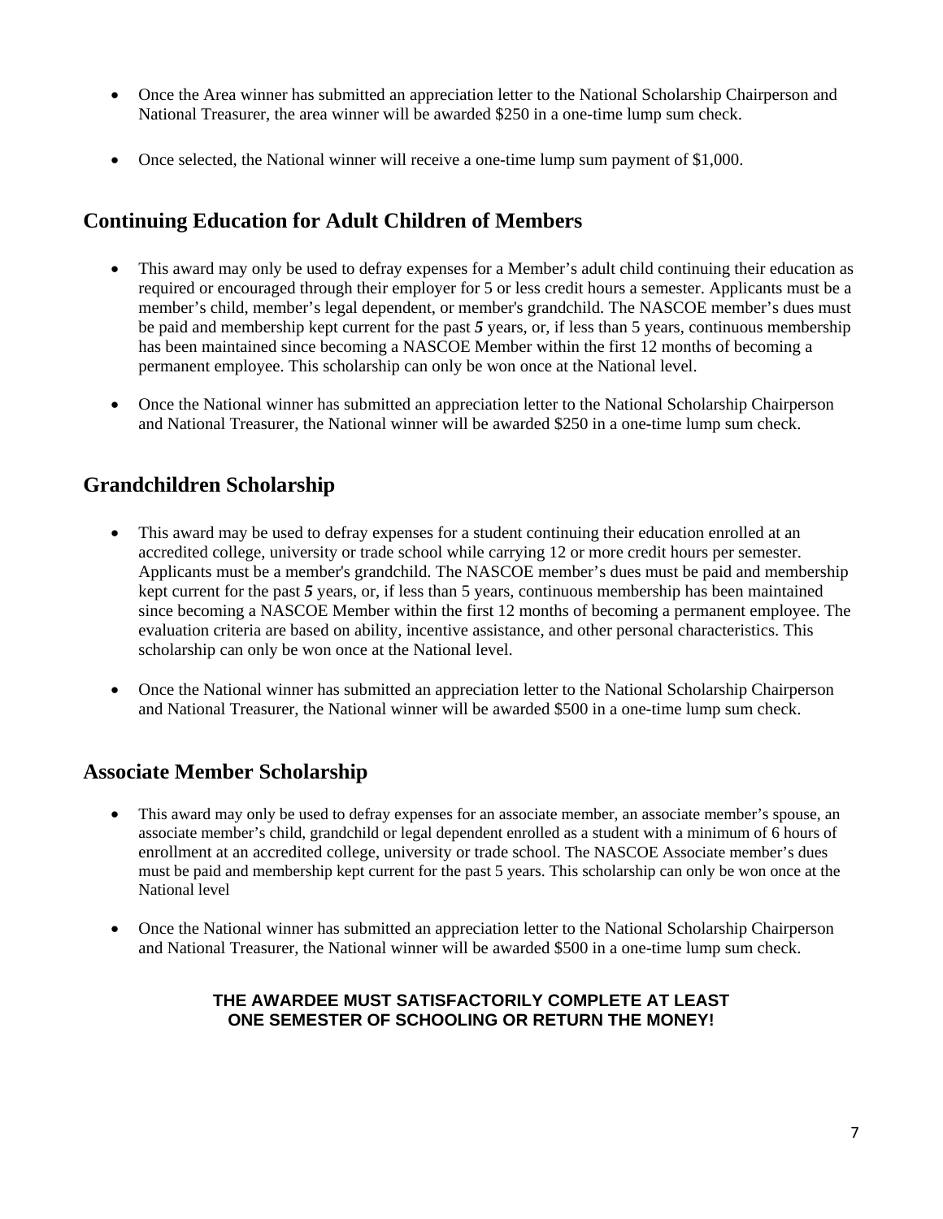- Once the Area winner has submitted an appreciation letter to the National Scholarship Chairperson and National Treasurer, the area winner will be awarded $250 in a one-time lump sum check.

- Once selected, the National winner will receive a one-time lump sum payment of $1,000.

## Continuing Education for Adult Children of Members

- This award may only be used to defray expenses for a Member's adult child continuing their education as required or encouraged through their employer for 5 or less credit hours a semester. Applicants must be a member's child, member's legal dependent, or member's grandchild. The NASCOE member's dues must be paid and membership kept current for the past ***5*** years, or, if less than 5 years, continuous membership has been maintained since becoming a NASCOE Member within the first 12 months of becoming a permanent employee. This scholarship can only be won once at the National level.

- Once the National winner has submitted an appreciation letter to the National Scholarship Chairperson and National Treasurer, the National winner will be awarded $250 in a one-time lump sum check.

## Grandchildren Scholarship

- This award may be used to defray expenses for a student continuing their education enrolled at an accredited college, university or trade school while carrying 12 or more credit hours per semester. Applicants must be a member's grandchild. The NASCOE member's dues must be paid and membership kept current for the past ***5*** years, or, if less than 5 years, continuous membership has been maintained since becoming a NASCOE Member within the first 12 months of becoming a permanent employee. The evaluation criteria are based on ability, incentive assistance, and other personal characteristics. This scholarship can only be won once at the National level.

- Once the National winner has submitted an appreciation letter to the National Scholarship Chairperson and National Treasurer, the National winner will be awarded $500 in a one-time lump sum check.

## Associate Member Scholarship

- This award may only be used to defray expenses for an associate member, an associate member's spouse, an associate member's child, grandchild or legal dependent enrolled as a student with a minimum of 6 hours of enrollment at an accredited college, university or trade school. The NASCOE Associate member's dues must be paid and membership kept current for the past 5 years. This scholarship can only be won once at the National level

- Once the National winner has submitted an appreciation letter to the National Scholarship Chairperson and National Treasurer, the National winner will be awarded $500 in a one-time lump sum check.

**THE AWARDEE MUST SATISFACTORILY COMPLETE AT LEAST ONE SEMESTER OF SCHOOLING OR RETURN THE MONEY!**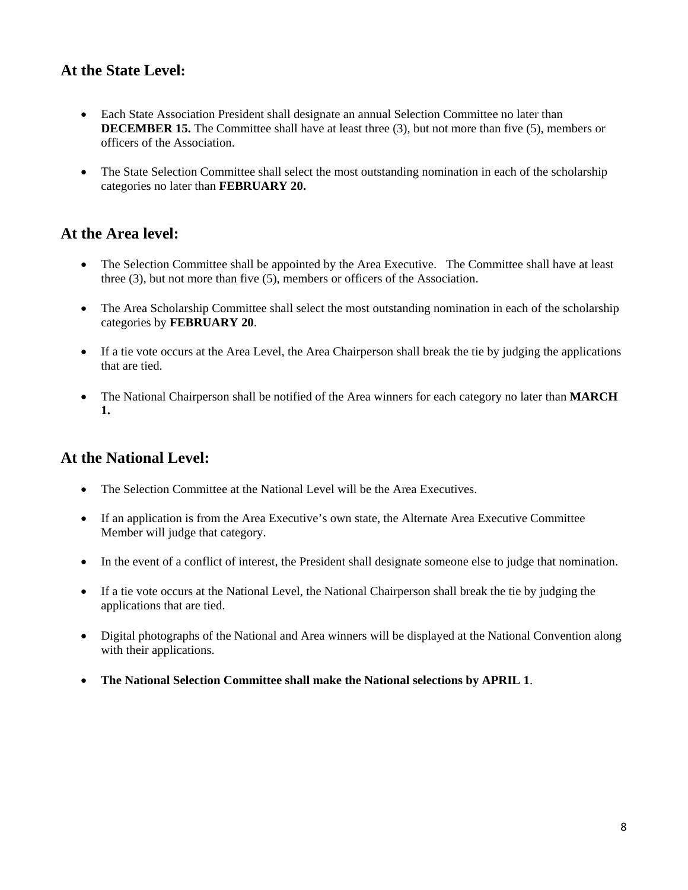## At the State Level:

- Each State Association President shall designate an annual Selection Committee no later than **DECEMBER 15.** The Committee shall have at least three (3), but not more than five (5), members or officers of the Association.

- The State Selection Committee shall select the most outstanding nomination in each of the scholarship categories no later than **FEBRUARY 20.**

## At the Area level:

- The Selection Committee shall be appointed by the Area Executive. The Committee shall have at least three (3), but not more than five (5), members or officers of the Association.

- The Area Scholarship Committee shall select the most outstanding nomination in each of the scholarship categories by **FEBRUARY 20**.

- If a tie vote occurs at the Area Level, the Area Chairperson shall break the tie by judging the applications that are tied.

- The National Chairperson shall be notified of the Area winners for each category no later than **MARCH 1.**

## At the National Level:

- The Selection Committee at the National Level will be the Area Executives.

- If an application is from the Area Executive's own state, the Alternate Area Executive Committee Member will judge that category.

- In the event of a conflict of interest, the President shall designate someone else to judge that nomination.

- If a tie vote occurs at the National Level, the National Chairperson shall break the tie by judging the applications that are tied.

- Digital photographs of the National and Area winners will be displayed at the National Convention along with their applications.

- **The National Selection Committee shall make the National selections by APRIL 1**.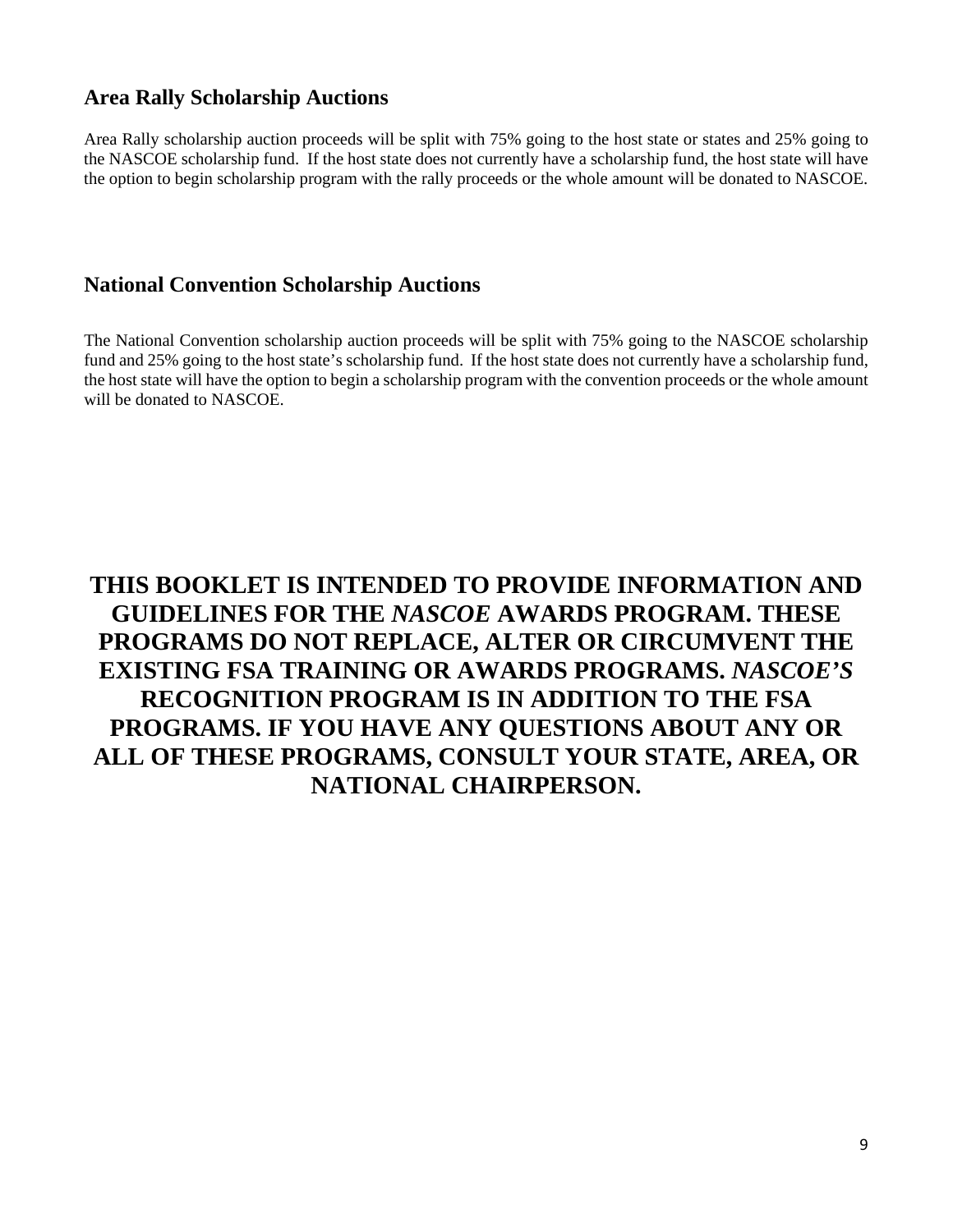### Area Rally Scholarship Auctions

Area Rally scholarship auction proceeds will be split with 75% going to the host state or states and 25% going to the NASCOE scholarship fund. If the host state does not currently have a scholarship fund, the host state will have the option to begin scholarship program with the rally proceeds or the whole amount will be donated to NASCOE.

### National Convention Scholarship Auctions

The National Convention scholarship auction proceeds will be split with 75% going to the NASCOE scholarship fund and 25% going to the host state's scholarship fund. If the host state does not currently have a scholarship fund, the host state will have the option to begin a scholarship program with the convention proceeds or the whole amount will be donated to NASCOE.

**THIS BOOKLET IS INTENDED TO PROVIDE INFORMATION AND GUIDELINES FOR THE *NASCOE* AWARDS PROGRAM. THESE PROGRAMS DO NOT REPLACE, ALTER OR CIRCUMVENT THE EXISTING FSA TRAINING OR AWARDS PROGRAMS. *NASCOE'S* RECOGNITION PROGRAM IS IN ADDITION TO THE FSA PROGRAMS. IF YOU HAVE ANY QUESTIONS ABOUT ANY OR ALL OF THESE PROGRAMS, CONSULT YOUR STATE, AREA, OR NATIONAL CHAIRPERSON.**